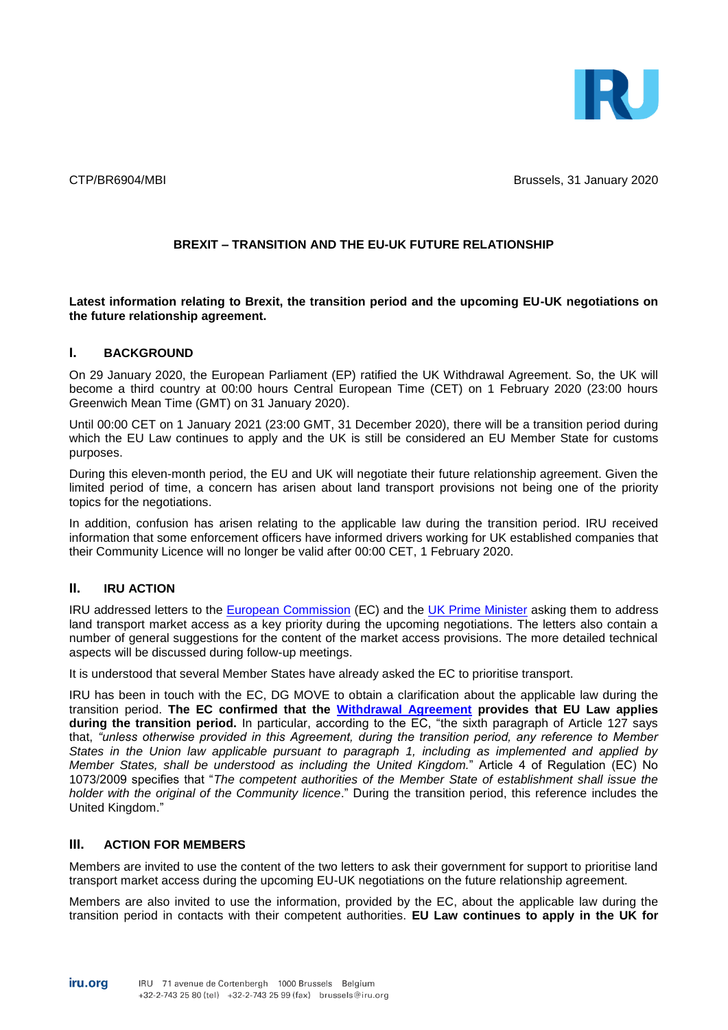CTP/BR6904/MBI Brussels, 31 January 2020

**BREXIT – TRANSITION AND THE EU-UK FUTURE RELATIONSHIP**

**Latest information relating to Brexit, the transition period and the upcoming EU-UK negotiations on the future relationship agreement.**

## I. BACKGROUND

On 29 January 2020, the European Parliament (EP) ratified the UK Withdrawal Agreement. So, the UK will become a third country at 00:00 hours Central European Time (CET) on 1 February 2020 (23:00 hours Greenwich Mean Time (GMT) on 31 January 2020).

Until 00:00 CET on 1 January 2021 (23:00 GMT, 31 December 2020), there will be a transition period during which the EU Law continues to apply and the UK is still be considered an EU Member State for customs purposes.

During this eleven-month period, the EU and UK will negotiate their future relationship agreement. Given the limited period of time, a concern has arisen about land transport provisions not being one of the priority topics for the negotiations.

In addition, confusion has arisen relating to the applicable law during the transition period. IRU received information that some enforcement officers have informed drivers working for UK established companies that their Community Licence will no longer be valid after 00:00 CET, 1 February 2020.

## II. IRU ACTION

IRU addressed letters to the European Commission (EC) and the UK Prime Minister asking them to address land transport market access as a key priority during the upcoming negotiations. The letters also contain a number of general suggestions for the content of the market access provisions. The more detailed technical aspects will be discussed during follow-up meetings.

It is understood that several Member States have already asked the EC to prioritise transport.

IRU has been in touch with the EC, DG MOVE to obtain a clarification about the applicable law during the transition period. **The EC confirmed that the Withdrawal Agreement provides that EU Law applies during the transition period.** In particular, according to the EC, "the sixth paragraph of Article 127 says that, *"unless otherwise provided in this Agreement, during the transition period, any reference to Member States in the Union law applicable pursuant to paragraph 1, including as implemented and applied by Member States, shall be understood as including the United Kingdom.*" Article 4 of Regulation (EC) No 1073/2009 specifies that "*The competent authorities of the Member State of establishment shall issue the holder with the original of the Community licence*." During the transition period, this reference includes the United Kingdom."

## III. ACTION FOR MEMBERS

Members are invited to use the content of the two letters to ask their government for support to prioritise land transport market access during the upcoming EU-UK negotiations on the future relationship agreement.

Members are also invited to use the information, provided by the EC, about the applicable law during the transition period in contacts with their competent authorities. **EU Law continues to apply in the UK for**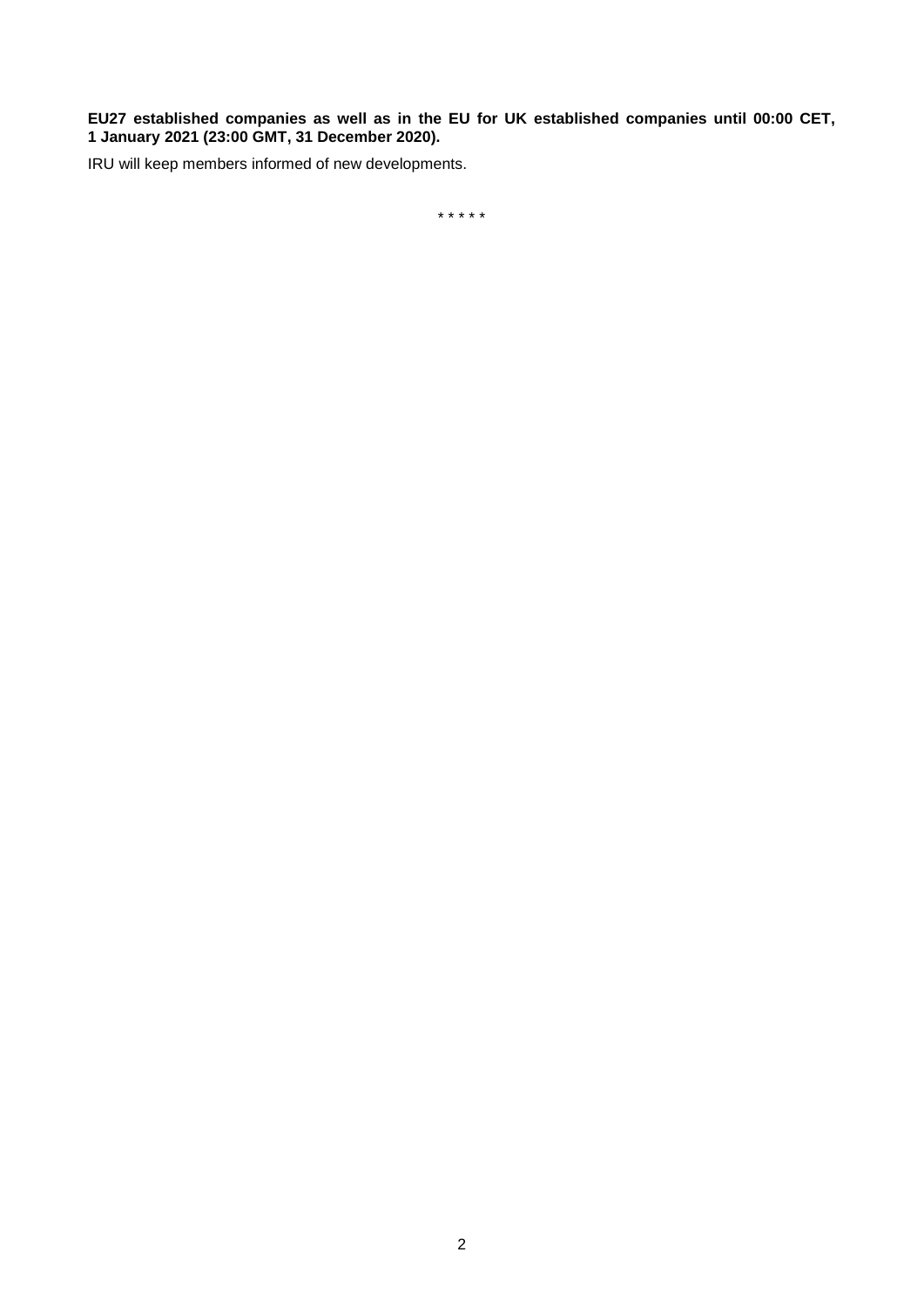**EU27 established companies as well as in the EU for UK established companies until 00:00 CET, 1 January 2021 (23:00 GMT, 31 December 2020).**

IRU will keep members informed of new developments.

\* \* \* \* \*